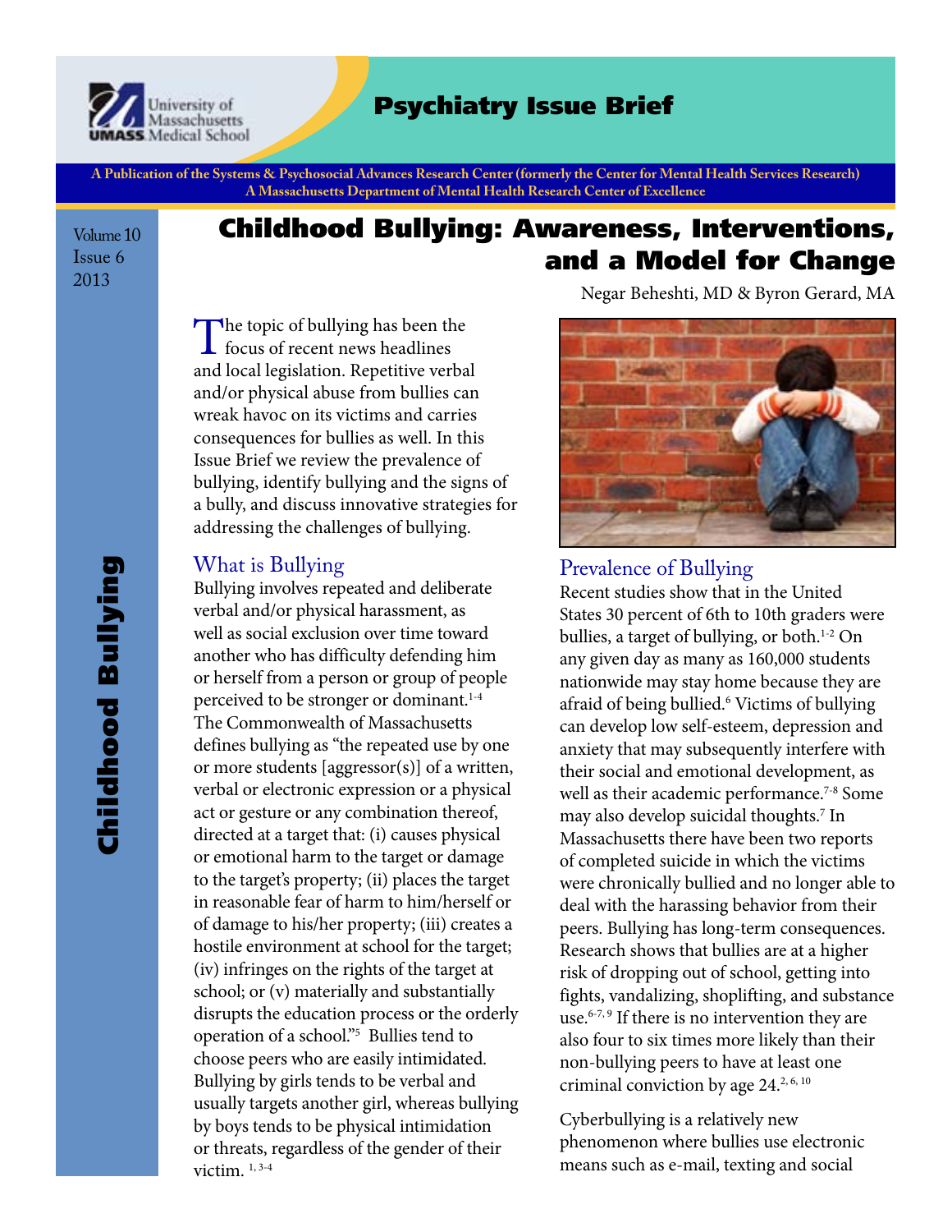Psychiatry Issue Brief

A Publication of the Systems & Psychosocial Advances Research Center (formerly the Center for Mental Health Services Research)
A Massachusetts Department of Mental Health Research Center of Excellence

Volume 10
Issue 6
2013

# Childhood Bullying: Awareness, Interventions, and a Model for Change

Negar Beheshti, MD & Byron Gerard, MA

The topic of bullying has been the focus of recent news headlines and local legislation. Repetitive verbal and/or physical abuse from bullies can wreak havoc on its victims and carries consequences for bullies as well. In this Issue Brief we review the prevalence of bullying, identify bullying and the signs of a bully, and discuss innovative strategies for addressing the challenges of bullying.

## What is Bullying

Bullying involves repeated and deliberate verbal and/or physical harassment, as well as social exclusion over time toward another who has difficulty defending him or herself from a person or group of people perceived to be stronger or dominant.[1-4] The Commonwealth of Massachusetts defines bullying as "the repeated use by one or more students [aggressor(s)] of a written, verbal or electronic expression or a physical act or gesture or any combination thereof, directed at a target that: (i) causes physical or emotional harm to the target or damage to the target's property; (ii) places the target in reasonable fear of harm to him/herself or of damage to his/her property; (iii) creates a hostile environment at school for the target; (iv) infringes on the rights of the target at school; or (v) materially and substantially disrupts the education process or the orderly operation of a school."[5] Bullies tend to choose peers who are easily intimidated. Bullying by girls tends to be verbal and usually targets another girl, whereas bullying by boys tends to be physical intimidation or threats, regardless of the gender of their victim.[1,3-4]

## Prevalence of Bullying

Recent studies show that in the United States 30 percent of 6th to 10th graders were bullies, a target of bullying, or both.[1-2] On any given day as many as 160,000 students nationwide may stay home because they are afraid of being bullied.[6] Victims of bullying can develop low self-esteem, depression and anxiety that may subsequently interfere with their social and emotional development, as well as their academic performance.[7-8] Some may also develop suicidal thoughts.[7] In Massachusetts there have been two reports of completed suicide in which the victims were chronically bullied and no longer able to deal with the harassing behavior from their peers. Bullying has long-term consequences. Research shows that bullies are at a higher risk of dropping out of school, getting into fights, vandalizing, shoplifting, and substance use.[6-7,9] If there is no intervention they are also four to six times more likely than their non-bullying peers to have at least one criminal conviction by age 24.[2,6,10]

Cyberbullying is a relatively new phenomenon where bullies use electronic means such as e-mail, texting and social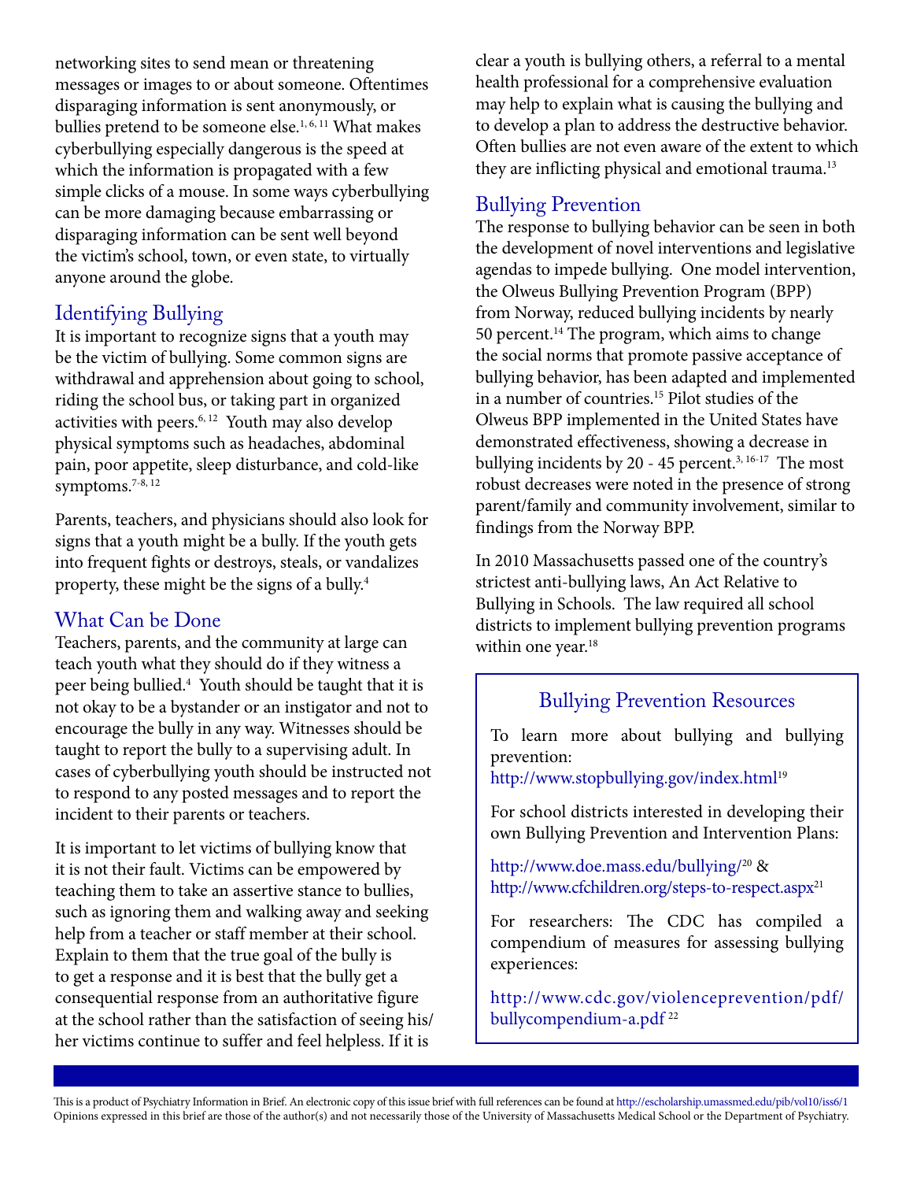networking sites to send mean or threatening messages or images to or about someone. Oftentimes disparaging information is sent anonymously, or bullies pretend to be someone else.[1, 6, 11] What makes cyberbullying especially dangerous is the speed at which the information is propagated with a few simple clicks of a mouse. In some ways cyberbullying can be more damaging because embarrassing or disparaging information can be sent well beyond the victim's school, town, or even state, to virtually anyone around the globe.

## Identifying Bullying

It is important to recognize signs that a youth may be the victim of bullying. Some common signs are withdrawal and apprehension about going to school, riding the school bus, or taking part in organized activities with peers.[6, 12] Youth may also develop physical symptoms such as headaches, abdominal pain, poor appetite, sleep disturbance, and cold-like symptoms.[7-8, 12]

Parents, teachers, and physicians should also look for signs that a youth might be a bully. If the youth gets into frequent fights or destroys, steals, or vandalizes property, these might be the signs of a bully.[4]

## What Can be Done

Teachers, parents, and the community at large can teach youth what they should do if they witness a peer being bullied.[4] Youth should be taught that it is not okay to be a bystander or an instigator and not to encourage the bully in any way. Witnesses should be taught to report the bully to a supervising adult. In cases of cyberbullying youth should be instructed not to respond to any posted messages and to report the incident to their parents or teachers.

It is important to let victims of bullying know that it is not their fault. Victims can be empowered by teaching them to take an assertive stance to bullies, such as ignoring them and walking away and seeking help from a teacher or staff member at their school. Explain to them that the true goal of the bully is to get a response and it is best that the bully get a consequential response from an authoritative figure at the school rather than the satisfaction of seeing his/her victims continue to suffer and feel helpless. If it is clear a youth is bullying others, a referral to a mental health professional for a comprehensive evaluation may help to explain what is causing the bullying and to develop a plan to address the destructive behavior. Often bullies are not even aware of the extent to which they are inflicting physical and emotional trauma.[13]

## Bullying Prevention

The response to bullying behavior can be seen in both the development of novel interventions and legislative agendas to impede bullying. One model intervention, the Olweus Bullying Prevention Program (BPP) from Norway, reduced bullying incidents by nearly 50 percent.[14] The program, which aims to change the social norms that promote passive acceptance of bullying behavior, has been adapted and implemented in a number of countries.[15] Pilot studies of the Olweus BPP implemented in the United States have demonstrated effectiveness, showing a decrease in bullying incidents by 20 - 45 percent.[3, 16-17] The most robust decreases were noted in the presence of strong parent/family and community involvement, similar to findings from the Norway BPP.

In 2010 Massachusetts passed one of the country's strictest anti-bullying laws, An Act Relative to Bullying in Schools. The law required all school districts to implement bullying prevention programs within one year.[18]

### Bullying Prevention Resources

To learn more about bullying and bullying prevention:
http://www.stopbullying.gov/index.html[19]

For school districts interested in developing their own Bullying Prevention and Intervention Plans:

http://www.doe.mass.edu/bullying/[20] &
http://www.cfchildren.org/steps-to-respect.aspx[21]

For researchers: The CDC has compiled a compendium of measures for assessing bullying experiences:

http://www.cdc.gov/violenceprevention/pdf/bullycompendium-a.pdf[22]

This is a product of Psychiatry Information in Brief. An electronic copy of this issue brief with full references can be found at http://escholarship.umassmed.edu/pib/vol10/iss6/1
Opinions expressed in this brief are those of the author(s) and not necessarily those of the University of Massachusetts Medical School or the Department of Psychiatry.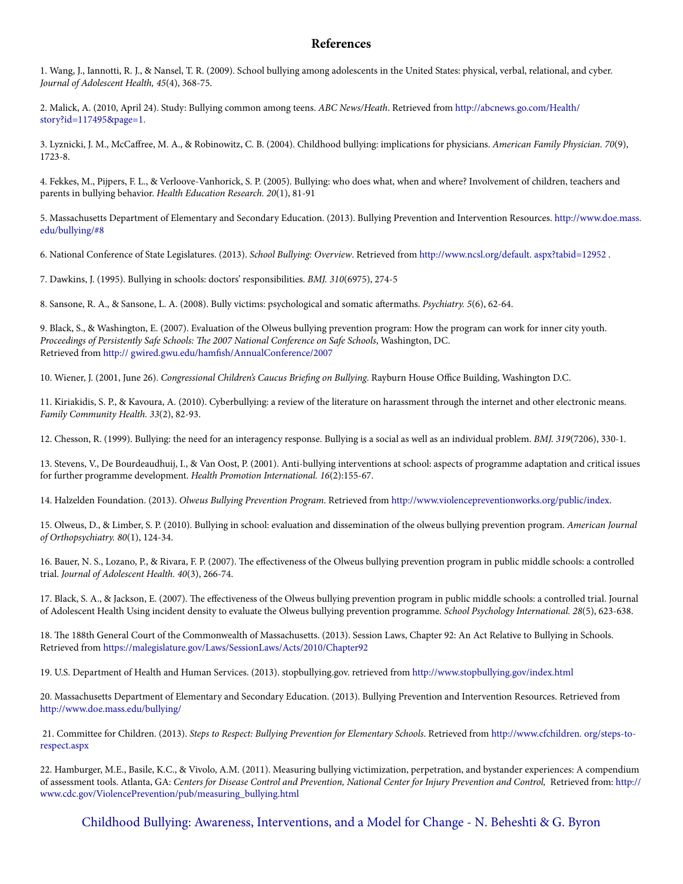## References

1. Wang, J., Iannotti, R. J., & Nansel, T. R. (2009). School bullying among adolescents in the United States: physical, verbal, relational, and cyber. *Journal of Adolescent Health, 45*(4), 368-75.

2. Malick, A. (2010, April 24). Study: Bullying common among teens. *ABC News/Heath*. Retrieved from http://abcnews.go.com/Health/story?id=117495&page=1.

3. Lyznicki, J. M., McCaffree, M. A., & Robinowitz, C. B. (2004). Childhood bullying: implications for physicians. *American Family Physician. 70*(9), 1723-8.

4. Fekkes, M., Pijpers, F. L., & Verloove-Vanhorick, S. P. (2005). Bullying: who does what, when and where? Involvement of children, teachers and parents in bullying behavior. *Health Education Research. 20*(1), 81-91

5. Massachusetts Department of Elementary and Secondary Education. (2013). Bullying Prevention and Intervention Resources. http://www.doe.mass.edu/bullying/#8

6. National Conference of State Legislatures. (2013). *School Bullying: Overview*. Retrieved from http://www.ncsl.org/default. aspx?tabid=12952 .

7. Dawkins, J. (1995). Bullying in schools: doctors' responsibilities. *BMJ. 310*(6975), 274-5

8. Sansone, R. A., & Sansone, L. A. (2008). Bully victims: psychological and somatic aftermaths. *Psychiatry. 5*(6), 62-64.

9. Black, S., & Washington, E. (2007). Evaluation of the Olweus bullying prevention program: How the program can work for inner city youth. *Proceedings of Persistently Safe Schools: The 2007 National Conference on Safe Schools*, Washington, DC.
Retrieved from http:// gwired.gwu.edu/hamfish/AnnualConference/2007

10. Wiener, J. (2001, June 26). *Congressional Children's Caucus Briefing on Bullying*. Rayburn House Office Building, Washington D.C.

11. Kiriakidis, S. P., & Kavoura, A. (2010). Cyberbullying: a review of the literature on harassment through the internet and other electronic means. *Family Community Health. 33*(2), 82-93.

12. Chesson, R. (1999). Bullying: the need for an interagency response. Bullying is a social as well as an individual problem. *BMJ. 319*(7206), 330-1.

13. Stevens, V., De Bourdeaudhuij, I., & Van Oost, P. (2001). Anti-bullying interventions at school: aspects of programme adaptation and critical issues for further programme development. *Health Promotion International. 16*(2):155-67.

14. Halzelden Foundation. (2013). *Olweus Bullying Prevention Program*. Retrieved from http://www.violencepreventionworks.org/public/index.

15. Olweus, D., & Limber, S. P. (2010). Bullying in school: evaluation and dissemination of the olweus bullying prevention program. *American Journal of Orthopsychiatry. 80*(1), 124-34.

16. Bauer, N. S., Lozano, P., & Rivara, F. P. (2007). The effectiveness of the Olweus bullying prevention program in public middle schools: a controlled trial. *Journal of Adolescent Health. 40*(3), 266-74.

17. Black, S. A., & Jackson, E. (2007). The effectiveness of the Olweus bullying prevention program in public middle schools: a controlled trial. Journal of Adolescent Health Using incident density to evaluate the Olweus bullying prevention programme. *School Psychology International. 28*(5), 623-638.

18. The 188th General Court of the Commonwealth of Massachusetts. (2013). Session Laws, Chapter 92: An Act Relative to Bullying in Schools. Retrieved from https://malegislature.gov/Laws/SessionLaws/Acts/2010/Chapter92

19. U.S. Department of Health and Human Services. (2013). stopbullying.gov. retrieved from http://www.stopbullying.gov/index.html

20. Massachusetts Department of Elementary and Secondary Education. (2013). Bullying Prevention and Intervention Resources. Retrieved from http://www.doe.mass.edu/bullying/

21. Committee for Children. (2013). *Steps to Respect: Bullying Prevention for Elementary Schools*. Retrieved from http://www.cfchildren. org/steps-to-respect.aspx

22. Hamburger, M.E., Basile, K.C., & Vivolo, A.M. (2011). Measuring bullying victimization, perpetration, and bystander experiences: A compendium of assessment tools. Atlanta, GA: *Centers for Disease Control and Prevention, National Center for Injury Prevention and Control,* Retrieved from: http://www.cdc.gov/ViolencePrevention/pub/measuring_bullying.html